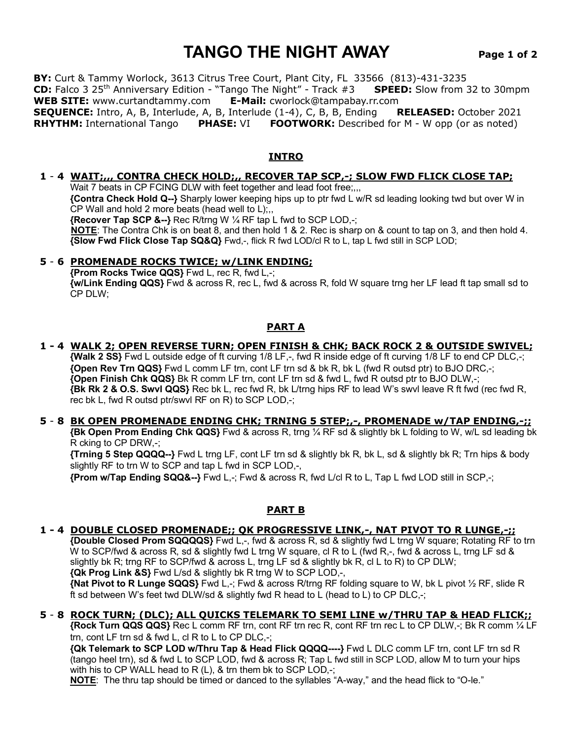# TANGO THE NIGHT AWAY

**BY:** Curt & Tammy Worlock, 3613 Citrus Tree Court, Plant City, FL 33566 (813)-431-3235
**CD:** Falco 3 25th Anniversary Edition - "Tango The Night" - Track #3 **SPEED:** Slow from 32 to 30mpm
**WEB SITE:** www.curtandtammy.com **E-Mail:** cworlock@tampabay.rr.com
**SEQUENCE:** Intro, A, B, Interlude, A, B, Interlude (1-4), C, B, B, Ending **RELEASED:** October 2021
**RHYTHM:** International Tango **PHASE:** VI **FOOTWORK:** Described for M - W opp (or as noted)

## INTRO

**1 - 4 WAIT;,,, CONTRA CHECK HOLD;,, RECOVER TAP SCP,-; SLOW FWD FLICK CLOSE TAP;**

Wait 7 beats in CP FCING DLW with feet together and lead foot free;,,,

**{Contra Check Hold Q--}** Sharply lower keeping hips up to ptr fwd L w/R sd leading looking twd but over W in CP Wall and hold 2 more beats (head well to L);,,

**{Recover Tap SCP &--}** Rec R/trng W ¼ RF tap L fwd to SCP LOD,-;

**NOTE**: The Contra Chk is on beat 8, and then hold 1 & 2. Rec is sharp on & count to tap on 3, and then hold 4.

**{Slow Fwd Flick Close Tap SQ&Q}** Fwd,-, flick R fwd LOD/cl R to L, tap L fwd still in SCP LOD;

**5 - 6 PROMENADE ROCKS TWICE; w/LINK ENDING;**

**{Prom Rocks Twice QQS}** Fwd L, rec R, fwd L,-;

**{w/Link Ending QQS}** Fwd & across R, rec L, fwd & across R, fold W square trng her LF lead ft tap small sd to CP DLW;

## PART A

**1 - 4 WALK 2; OPEN REVERSE TURN; OPEN FINISH & CHK; BACK ROCK 2 & OUTSIDE SWIVEL;**

**{Walk 2 SS}** Fwd L outside edge of ft curving 1/8 LF,-, fwd R inside edge of ft curving 1/8 LF to end CP DLC,-;

**{Open Rev Trn QQS}** Fwd L comm LF trn, cont LF trn sd & bk R, bk L (fwd R outsd ptr) to BJO DRC,-;

**{Open Finish Chk QQS}** Bk R comm LF trn, cont LF trn sd & fwd L, fwd R outsd ptr to BJO DLW,-;

**{Bk Rk 2 & O.S. Swvl QQS}** Rec bk L, rec fwd R, bk L/trng hips RF to lead W's swvl leave R ft fwd (rec fwd R, rec bk L, fwd R outsd ptr/swvl RF on R) to SCP LOD,-;

**5 - 8 BK OPEN PROMENADE ENDING CHK; TRNING 5 STEP;,-, PROMENADE w/TAP ENDING,-;;**

**{Bk Open Prom Ending Chk QQS}** Fwd & across R, trng ¼ RF sd & slightly bk L folding to W, w/L sd leading bk R cking to CP DRW,-;

**{Trning 5 Step QQQQ--}** Fwd L trng LF, cont LF trn sd & slightly bk R, bk L, sd & slightly bk R; Trn hips & body slightly RF to trn W to SCP and tap L fwd in SCP LOD,-,

**{Prom w/Tap Ending SQQ&--}** Fwd L,-; Fwd & across R, fwd L/cl R to L, Tap L fwd LOD still in SCP,-;

## PART B

**1 - 4 DOUBLE CLOSED PROMENADE;; QK PROGRESSIVE LINK,-, NAT PIVOT TO R LUNGE,-;;**

**{Double Closed Prom SQQQQS}** Fwd L,-, fwd & across R, sd & slightly fwd L trng W square; Rotating RF to trn W to SCP/fwd & across R, sd & slightly fwd L trng W square, cl R to L (fwd R,-, fwd & across L, trng LF sd & slightly bk R; trng RF to SCP/fwd & across L, trng LF sd & slightly bk R, cl L to R) to CP DLW;

**{Qk Prog Link &S}** Fwd L/sd & slightly bk R trng W to SCP LOD,-,

**{Nat Pivot to R Lunge SQQS}** Fwd L,-; Fwd & across R/trng RF folding square to W, bk L pivot ½ RF, slide R ft sd between W's feet twd DLW/sd & slightly fwd R head to L (head to L) to CP DLC,-;

**5 - 8 ROCK TURN; (DLC); ALL QUICKS TELEMARK TO SEMI LINE w/THRU TAP & HEAD FLICK;;**

**{Rock Turn QQS QQS}** Rec L comm RF trn, cont RF trn rec R, cont RF trn rec L to CP DLW,-; Bk R comm ¼ LF trn, cont LF trn sd & fwd L, cl R to L to CP DLC,-;

**{Qk Telemark to SCP LOD w/Thru Tap & Head Flick QQQQ----}** Fwd L DLC comm LF trn, cont LF trn sd R (tango heel trn), sd & fwd L to SCP LOD, fwd & across R; Tap L fwd still in SCP LOD, allow M to turn your hips with his to CP WALL head to R (L), & trn them bk to SCP LOD,-;

**NOTE**: The thru tap should be timed or danced to the syllables "A-way," and the head flick to "O-le."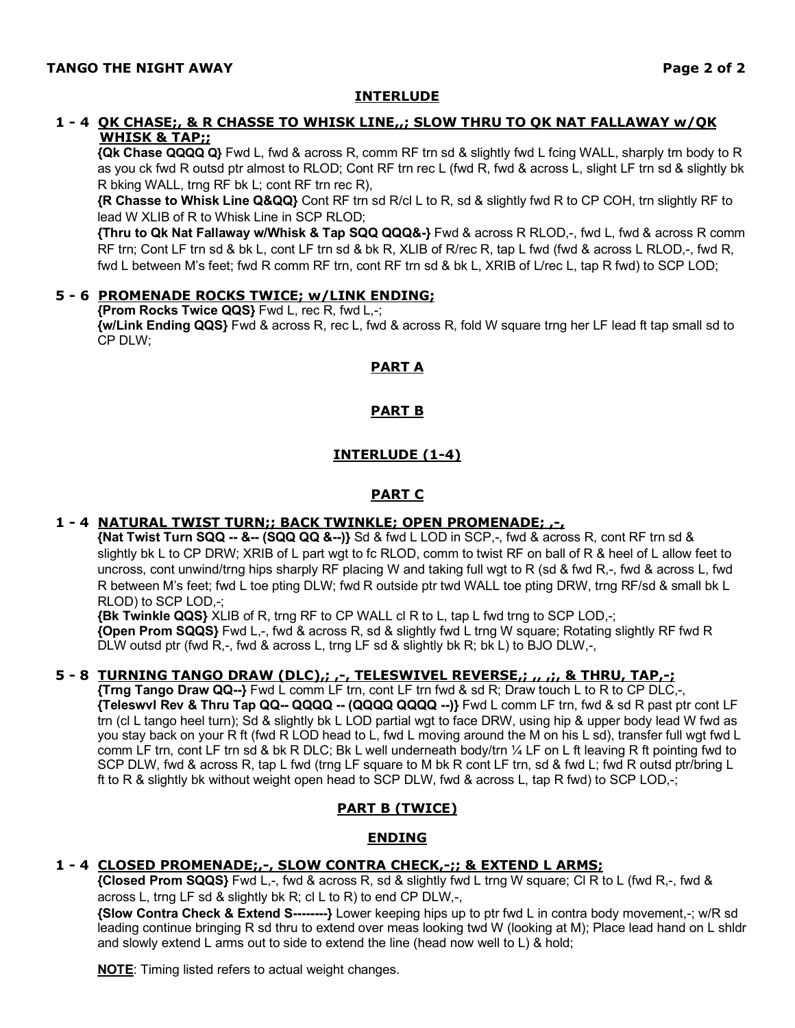## INTERLUDE

**1 - 4 QK CHASE;, & R CHASSE TO WHISK LINE,,; SLOW THRU TO QK NAT FALLAWAY w/QK WHISK & TAP;;**

**{Qk Chase QQQQ Q}** Fwd L, fwd & across R, comm RF trn sd & slightly fwd L fcing WALL, sharply trn body to R as you ck fwd R outsd ptr almost to RLOD; Cont RF trn rec L (fwd R, fwd & across L, slight LF trn sd & slightly bk R bking WALL, trng RF bk L; cont RF trn rec R),

**{R Chasse to Whisk Line Q&QQ}** Cont RF trn sd R/cl L to R, sd & slightly fwd R to CP COH, trn slightly RF to lead W XLIB of R to Whisk Line in SCP RLOD;

**{Thru to Qk Nat Fallaway w/Whisk & Tap SQQ QQQ&-}** Fwd & across R RLOD,-, fwd L, fwd & across R comm RF trn; Cont LF trn sd & bk L, cont LF trn sd & bk R, XLIB of R/rec R, tap L fwd (fwd & across L RLOD,-, fwd R, fwd L between M's feet; fwd R comm RF trn, cont RF trn sd & bk L, XRIB of L/rec L, tap R fwd) to SCP LOD;

**5 - 6 PROMENADE ROCKS TWICE; w/LINK ENDING;**

**{Prom Rocks Twice QQS}** Fwd L, rec R, fwd L,-;

**{w/Link Ending QQS}** Fwd & across R, rec L, fwd & across R, fold W square trng her LF lead ft tap small sd to CP DLW;

## PART A

## PART B

## INTERLUDE (1-4)

## PART C

**1 - 4 NATURAL TWIST TURN;; BACK TWINKLE; OPEN PROMENADE; ,-,**

**{Nat Twist Turn SQQ -- &-- (SQQ QQ &--)}** Sd & fwd L LOD in SCP,-, fwd & across R, cont RF trn sd & slightly bk L to CP DRW; XRIB of L part wgt to fc RLOD, comm to twist RF on ball of R & heel of L allow feet to uncross, cont unwind/trng hips sharply RF placing W and taking full wgt to R (sd & fwd R,-, fwd & across L, fwd R between M's feet; fwd L toe pting DLW; fwd R outside ptr twd WALL toe pting DRW, trng RF/sd & small bk L RLOD) to SCP LOD,-;

**{Bk Twinkle QQS}** XLIB of R, trng RF to CP WALL cl R to L, tap L fwd trng to SCP LOD,-;

**{Open Prom SQQS}** Fwd L,-, fwd & across R, sd & slightly fwd L trng W square; Rotating slightly RF fwd R DLW outsd ptr (fwd R,-, fwd & across L, trng LF sd & slightly bk R; bk L) to BJO DLW,-,

**5 - 8 TURNING TANGO DRAW (DLC),; ,-, TELESWIVEL REVERSE,; ,, ,;, & THRU, TAP,-;**

**{Trng Tango Draw QQ--}** Fwd L comm LF trn, cont LF trn fwd & sd R; Draw touch L to R to CP DLC,-,

**{Teleswvl Rev & Thru Tap QQ-- QQQQ -- (QQQQ QQQQ --)}** Fwd L comm LF trn, fwd & sd R past ptr cont LF trn (cl L tango heel turn); Sd & slightly bk L LOD partial wgt to face DRW, using hip & upper body lead W fwd as you stay back on your R ft (fwd R LOD head to L, fwd L moving around the M on his L sd), transfer full wgt fwd L comm LF trn, cont LF trn sd & bk R DLC; Bk L well underneath body/trn ¼ LF on L ft leaving R ft pointing fwd to SCP DLW, fwd & across R, tap L fwd (trng LF square to M bk R cont LF trn, sd & fwd L; fwd R outsd ptr/bring L ft to R & slightly bk without weight open head to SCP DLW, fwd & across L, tap R fwd) to SCP LOD,-;

## PART B (TWICE)

## ENDING

**1 - 4 CLOSED PROMENADE;,-, SLOW CONTRA CHECK,-;; & EXTEND L ARMS;**

**{Closed Prom SQQS}** Fwd L,-, fwd & across R, sd & slightly fwd L trng W square; Cl R to L (fwd R,-, fwd & across L, trng LF sd & slightly bk R; cl L to R) to end CP DLW,-,

**{Slow Contra Check & Extend S--------}** Lower keeping hips up to ptr fwd L in contra body movement,-; w/R sd leading continue bringing R sd thru to extend over meas looking twd W (looking at M); Place lead hand on L shldr and slowly extend L arms out to side to extend the line (head now well to L) & hold;

**NOTE**: Timing listed refers to actual weight changes.